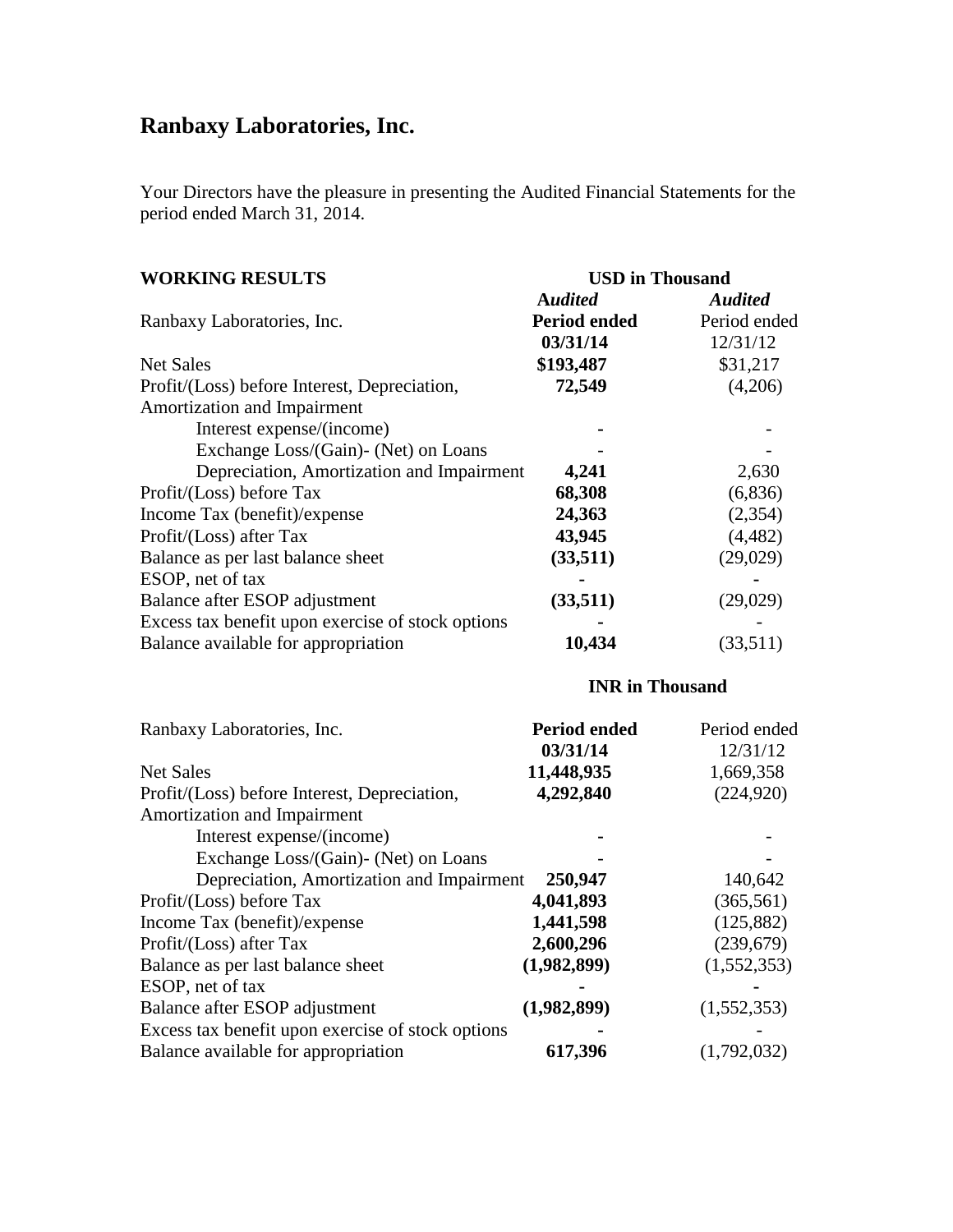# Ranbaxy Laboratories, Inc.

Your Directors have the pleasure in presenting the Audited Financial Statements for the period ended March 31, 2014.

| **WORKING RESULTS** | **USD in Thousand** | |
|---|---|---|
| | ***Audited*** | ***Audited*** |
| Ranbaxy Laboratories, Inc. | **Period ended 03/31/14** | Period ended 12/31/12 |
| Net Sales | **$193,487** | $31,217 |
| Profit/(Loss) before Interest, Depreciation, Amortization and Impairment | **72,549** | (4,206) |
| Interest expense/(income) | **-** | - |
| Exchange Loss/(Gain)- (Net) on Loans | - | - |
| Depreciation, Amortization and Impairment | **4,241** | 2,630 |
| Profit/(Loss) before Tax | **68,308** | (6,836) |
| Income Tax (benefit)/expense | **24,363** | (2,354) |
| Profit/(Loss) after Tax | **43,945** | (4,482) |
| Balance as per last balance sheet | **(33,511)** | (29,029) |
| ESOP, net of tax | **-** | **-** |
| Balance after ESOP adjustment | **(33,511)** | (29,029) |
| Excess tax benefit upon exercise of stock options | **-** | - |
| Balance available for appropriation | **10,434** | (33,511) |

| | **INR in Thousand** | |
|---|---|---|
| Ranbaxy Laboratories, Inc. | **Period ended 03/31/14** | Period ended 12/31/12 |
| Net Sales | **11,448,935** | 1,669,358 |
| Profit/(Loss) before Interest, Depreciation, Amortization and Impairment | **4,292,840** | (224,920) |
| Interest expense/(income) | **-** | - |
| Exchange Loss/(Gain)- (Net) on Loans | - | - |
| Depreciation, Amortization and Impairment | **250,947** | 140,642 |
| Profit/(Loss) before Tax | **4,041,893** | (365,561) |
| Income Tax (benefit)/expense | **1,441,598** | (125,882) |
| Profit/(Loss) after Tax | **2,600,296** | (239,679) |
| Balance as per last balance sheet | **(1,982,899)** | (1,552,353) |
| ESOP, net of tax | **-** | **-** |
| Balance after ESOP adjustment | **(1,982,899)** | (1,552,353) |
| Excess tax benefit upon exercise of stock options | **-** | - |
| Balance available for appropriation | **617,396** | (1,792,032) |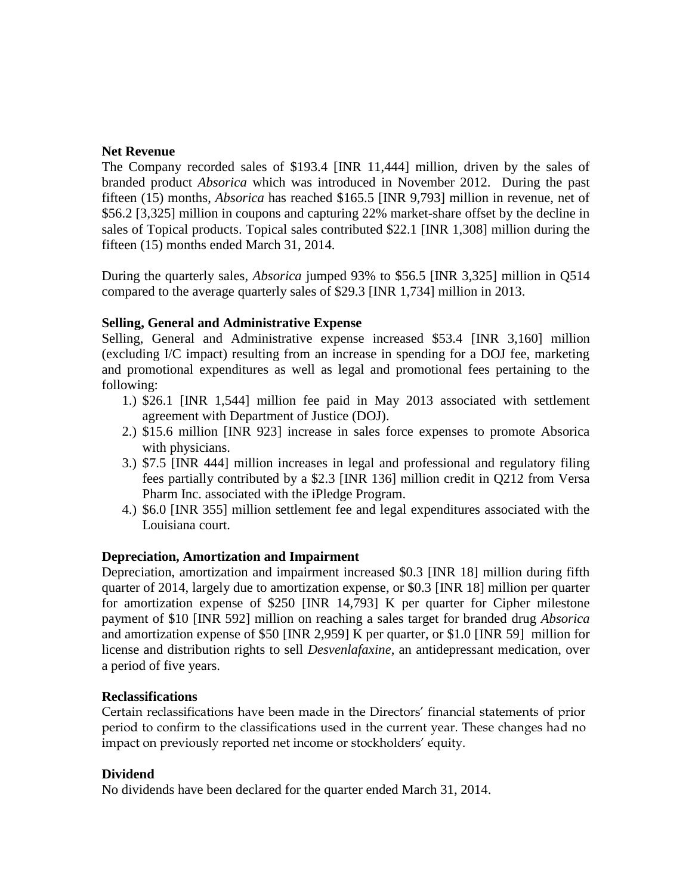**Net Revenue**

The Company recorded sales of $193.4 [INR 11,444] million, driven by the sales of branded product *Absorica* which was introduced in November 2012. During the past fifteen (15) months, *Absorica* has reached $165.5 [INR 9,793] million in revenue, net of $56.2 [3,325] million in coupons and capturing 22% market-share offset by the decline in sales of Topical products. Topical sales contributed $22.1 [INR 1,308] million during the fifteen (15) months ended March 31, 2014.

During the quarterly sales, *Absorica* jumped 93% to $56.5 [INR 3,325] million in Q514 compared to the average quarterly sales of $29.3 [INR 1,734] million in 2013.

**Selling, General and Administrative Expense**

Selling, General and Administrative expense increased $53.4 [INR 3,160] million (excluding I/C impact) resulting from an increase in spending for a DOJ fee, marketing and promotional expenditures as well as legal and promotional fees pertaining to the following:

1.) $26.1 [INR 1,544] million fee paid in May 2013 associated with settlement agreement with Department of Justice (DOJ).
2.) $15.6 million [INR 923] increase in sales force expenses to promote Absorica with physicians.
3.) $7.5 [INR 444] million increases in legal and professional and regulatory filing fees partially contributed by a $2.3 [INR 136] million credit in Q212 from Versa Pharm Inc. associated with the iPledge Program.
4.) $6.0 [INR 355] million settlement fee and legal expenditures associated with the Louisiana court.

**Depreciation, Amortization and Impairment**

Depreciation, amortization and impairment increased $0.3 [INR 18] million during fifth quarter of 2014, largely due to amortization expense, or $0.3 [INR 18] million per quarter for amortization expense of $250 [INR 14,793] K per quarter for Cipher milestone payment of $10 [INR 592] million on reaching a sales target for branded drug *Absorica* and amortization expense of $50 [INR 2,959] K per quarter, or $1.0 [INR 59] million for license and distribution rights to sell *Desvenlafaxine*, an antidepressant medication, over a period of five years.

**Reclassifications**

Certain reclassifications have been made in the Directors' financial statements of prior period to confirm to the classifications used in the current year. These changes had no impact on previously reported net income or stockholders' equity.

**Dividend**

No dividends have been declared for the quarter ended March 31, 2014.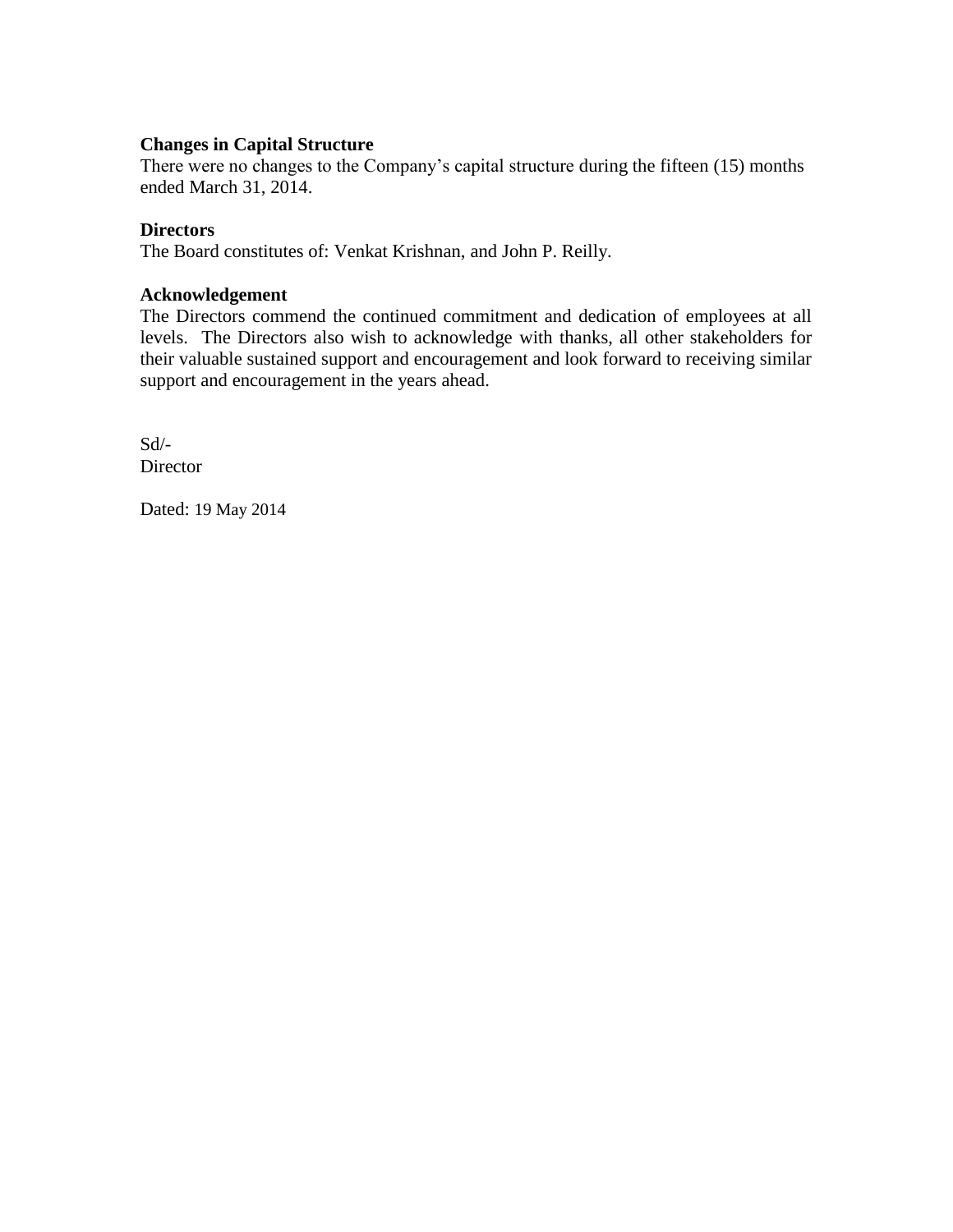**Changes in Capital Structure**

There were no changes to the Company's capital structure during the fifteen (15) months ended March 31, 2014.

**Directors**

The Board constitutes of: Venkat Krishnan, and John P. Reilly.

**Acknowledgement**

The Directors commend the continued commitment and dedication of employees at all levels. The Directors also wish to acknowledge with thanks, all other stakeholders for their valuable sustained support and encouragement and look forward to receiving similar support and encouragement in the years ahead.

Sd/-
Director

Dated: 19 May 2014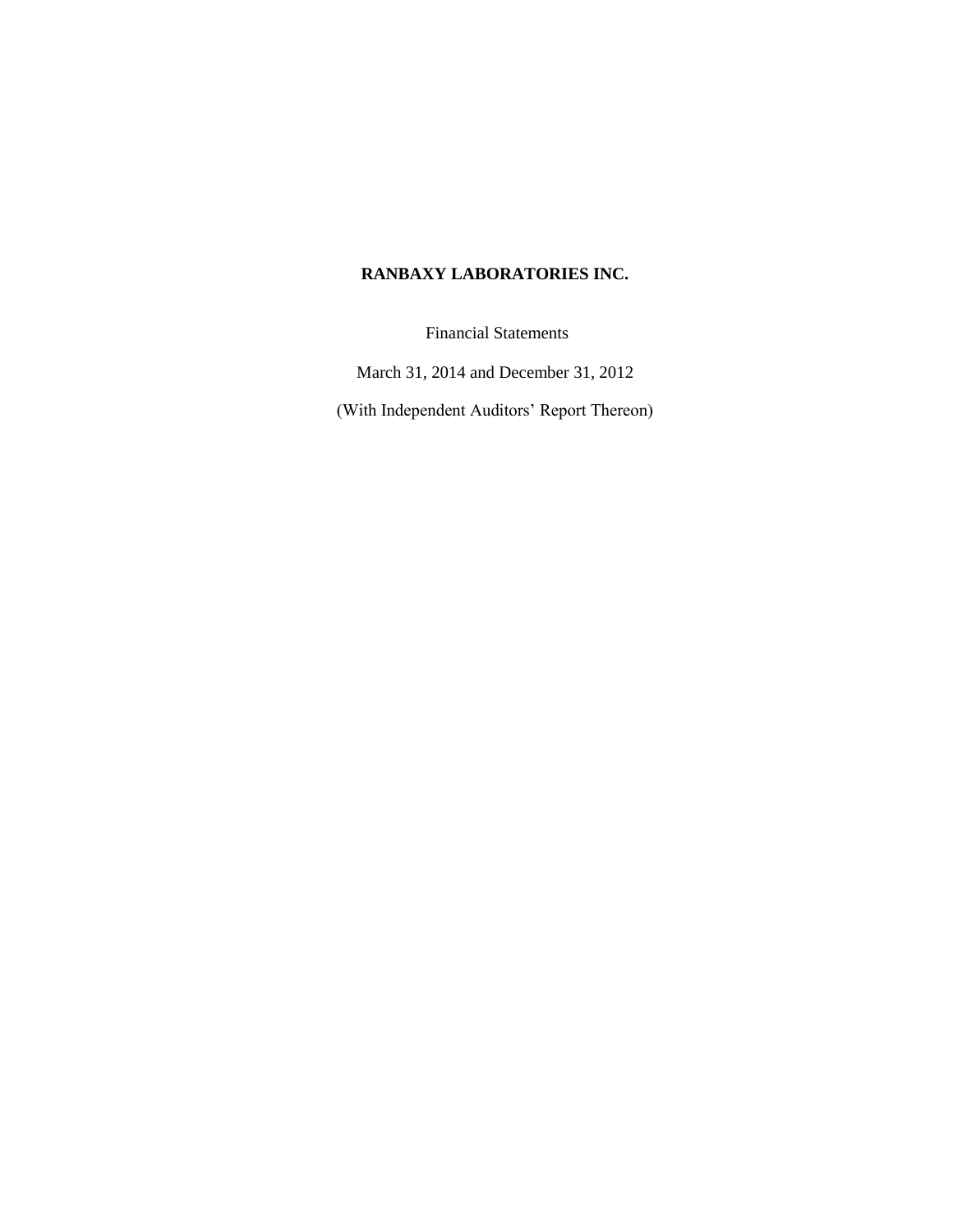**RANBAXY LABORATORIES INC.**

Financial Statements

March 31, 2014 and December 31, 2012

(With Independent Auditors' Report Thereon)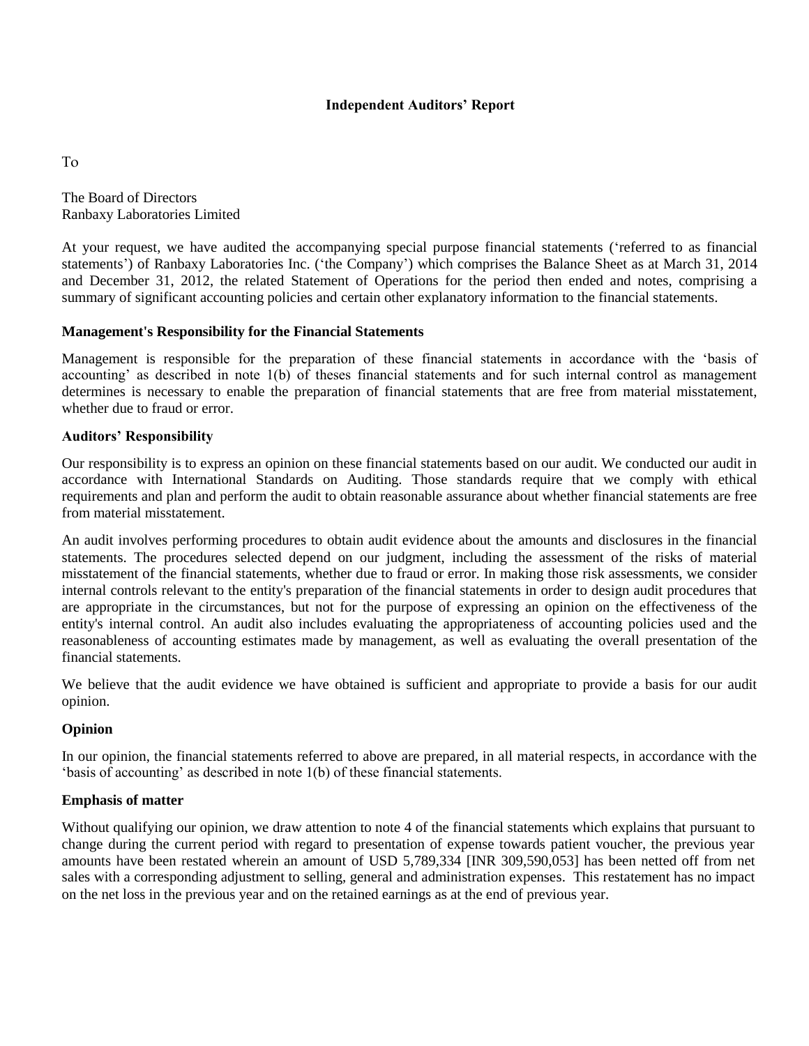## Independent Auditors' Report

To

The Board of Directors
Ranbaxy Laboratories Limited

At your request, we have audited the accompanying special purpose financial statements ('referred to as financial statements') of Ranbaxy Laboratories Inc. ('the Company') which comprises the Balance Sheet as at March 31, 2014 and December 31, 2012, the related Statement of Operations for the period then ended and notes, comprising a summary of significant accounting policies and certain other explanatory information to the financial statements.

### Management's Responsibility for the Financial Statements

Management is responsible for the preparation of these financial statements in accordance with the 'basis of accounting' as described in note 1(b) of theses financial statements and for such internal control as management determines is necessary to enable the preparation of financial statements that are free from material misstatement, whether due to fraud or error.

### Auditors' Responsibility

Our responsibility is to express an opinion on these financial statements based on our audit. We conducted our audit in accordance with International Standards on Auditing. Those standards require that we comply with ethical requirements and plan and perform the audit to obtain reasonable assurance about whether financial statements are free from material misstatement.

An audit involves performing procedures to obtain audit evidence about the amounts and disclosures in the financial statements. The procedures selected depend on our judgment, including the assessment of the risks of material misstatement of the financial statements, whether due to fraud or error. In making those risk assessments, we consider internal controls relevant to the entity's preparation of the financial statements in order to design audit procedures that are appropriate in the circumstances, but not for the purpose of expressing an opinion on the effectiveness of the entity's internal control. An audit also includes evaluating the appropriateness of accounting policies used and the reasonableness of accounting estimates made by management, as well as evaluating the overall presentation of the financial statements.

We believe that the audit evidence we have obtained is sufficient and appropriate to provide a basis for our audit opinion.

### Opinion

In our opinion, the financial statements referred to above are prepared, in all material respects, in accordance with the 'basis of accounting' as described in note 1(b) of these financial statements.

### Emphasis of matter

Without qualifying our opinion, we draw attention to note 4 of the financial statements which explains that pursuant to change during the current period with regard to presentation of expense towards patient voucher, the previous year amounts have been restated wherein an amount of USD 5,789,334 [INR 309,590,053] has been netted off from net sales with a corresponding adjustment to selling, general and administration expenses. This restatement has no impact on the net loss in the previous year and on the retained earnings as at the end of previous year.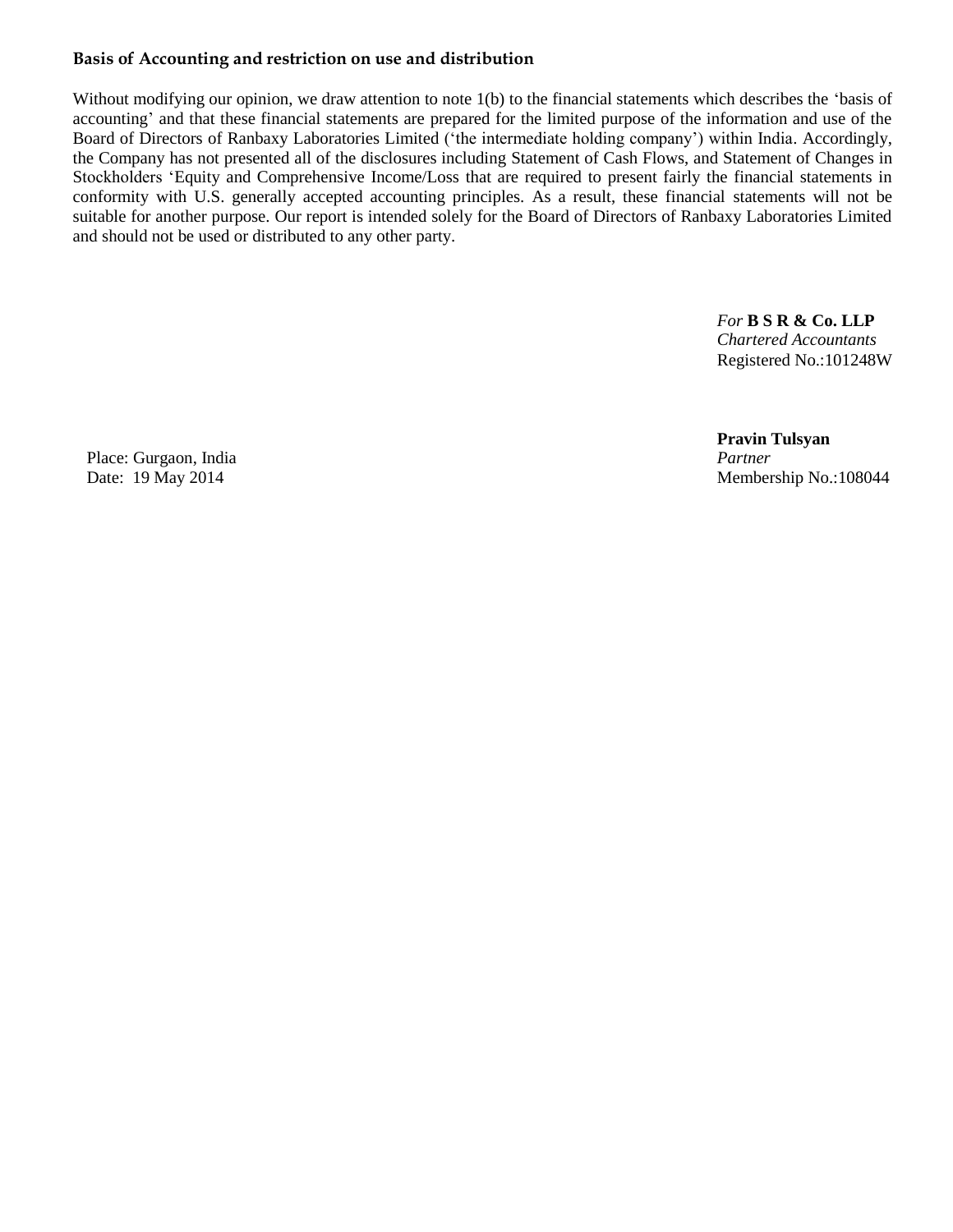### Basis of Accounting and restriction on use and distribution

Without modifying our opinion, we draw attention to note 1(b) to the financial statements which describes the 'basis of accounting' and that these financial statements are prepared for the limited purpose of the information and use of the Board of Directors of Ranbaxy Laboratories Limited ('the intermediate holding company') within India. Accordingly, the Company has not presented all of the disclosures including Statement of Cash Flows, and Statement of Changes in Stockholders 'Equity and Comprehensive Income/Loss that are required to present fairly the financial statements in conformity with U.S. generally accepted accounting principles. As a result, these financial statements will not be suitable for another purpose. Our report is intended solely for the Board of Directors of Ranbaxy Laboratories Limited and should not be used or distributed to any other party.

*For* **B S R & Co. LLP**
*Chartered Accountants*
Registered No.:101248W

**Pravin Tulsyan**
*Partner*
Membership No.:108044

Place: Gurgaon, India
Date: 19 May 2014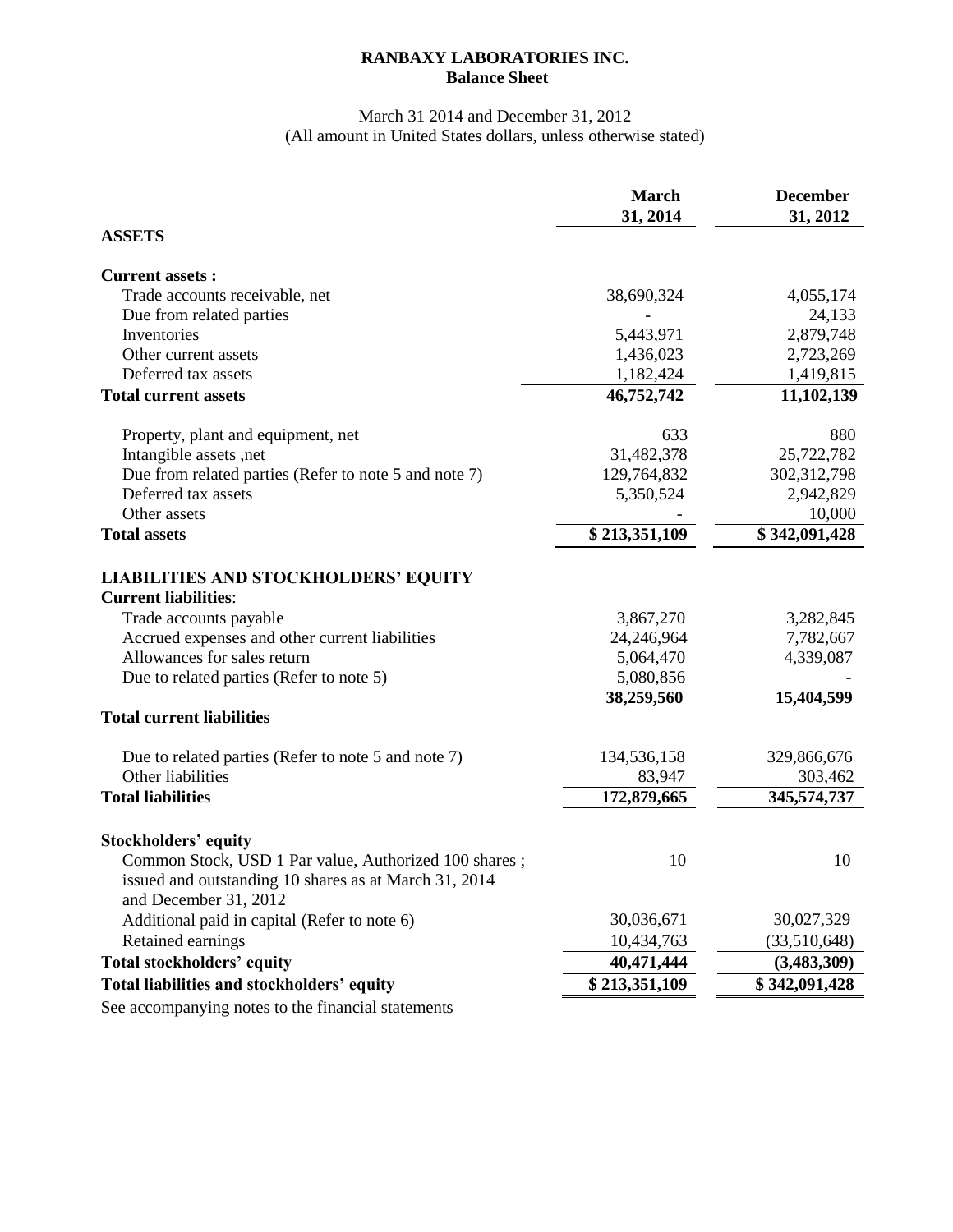**RANBAXY LABORATORIES INC.**
**Balance Sheet**

March 31 2014 and December 31, 2012
(All amount in United States dollars, unless otherwise stated)

| | March 31, 2014 | December 31, 2012 |
|---|---|---|
| **ASSETS** | | |
| **Current assets :** | | |
| Trade accounts receivable, net | 38,690,324 | 4,055,174 |
| Due from related parties | - | 24,133 |
| Inventories | 5,443,971 | 2,879,748 |
| Other current assets | 1,436,023 | 2,723,269 |
| Deferred tax assets | 1,182,424 | 1,419,815 |
| **Total current assets** | **46,752,742** | **11,102,139** |
| Property, plant and equipment, net | 633 | 880 |
| Intangible assets ,net | 31,482,378 | 25,722,782 |
| Due from related parties (Refer to note 5 and note 7) | 129,764,832 | 302,312,798 |
| Deferred tax assets | 5,350,524 | 2,942,829 |
| Other assets | - | 10,000 |
| **Total assets** | **$ 213,351,109** | **$ 342,091,428** |
| **LIABILITIES AND STOCKHOLDERS' EQUITY** | | |
| **Current liabilities**: | | |
| Trade accounts payable | 3,867,270 | 3,282,845 |
| Accrued expenses and other current liabilities | 24,246,964 | 7,782,667 |
| Allowances for sales return | 5,064,470 | 4,339,087 |
| Due to related parties (Refer to note 5) | 5,080,856 | - |
| **Total current liabilities** | **38,259,560** | **15,404,599** |
| Due to related parties (Refer to note 5 and note 7) | 134,536,158 | 329,866,676 |
| Other liabilities | 83,947 | 303,462 |
| **Total liabilities** | **172,879,665** | **345,574,737** |
| **Stockholders' equity** | | |
| Common Stock, USD 1 Par value, Authorized 100 shares ; issued and outstanding 10 shares as at March 31, 2014 and December 31, 2012 | 10 | 10 |
| Additional paid in capital (Refer to note 6) | 30,036,671 | 30,027,329 |
| Retained earnings | 10,434,763 | (33,510,648) |
| **Total stockholders' equity** | **40,471,444** | **(3,483,309)** |
| **Total liabilities and stockholders' equity** | **$ 213,351,109** | **$ 342,091,428** |

See accompanying notes to the financial statements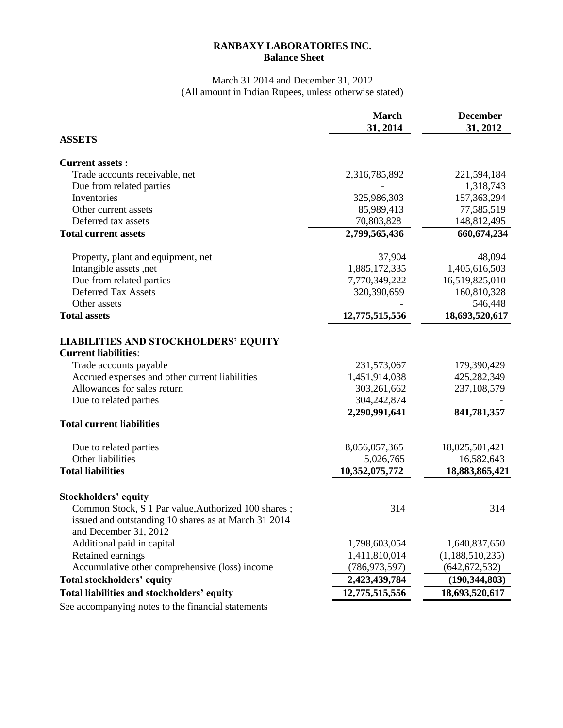# RANBAXY LABORATORIES INC.
## Balance Sheet

March 31 2014 and December 31, 2012
(All amount in Indian Rupees, unless otherwise stated)

| | March 31, 2014 | December 31, 2012 |
|---|---|---|
| **ASSETS** | | |
| **Current assets :** | | |
| Trade accounts receivable, net | 2,316,785,892 | 221,594,184 |
| Due from related parties | - | 1,318,743 |
| Inventories | 325,986,303 | 157,363,294 |
| Other current assets | 85,989,413 | 77,585,519 |
| Deferred tax assets | 70,803,828 | 148,812,495 |
| **Total current assets** | **2,799,565,436** | **660,674,234** |
| Property, plant and equipment, net | 37,904 | 48,094 |
| Intangible assets ,net | 1,885,172,335 | 1,405,616,503 |
| Due from related parties | 7,770,349,222 | 16,519,825,010 |
| Deferred Tax Assets | 320,390,659 | 160,810,328 |
| Other assets | - | 546,448 |
| **Total assets** | **12,775,515,556** | **18,693,520,617** |
| **LIABILITIES AND STOCKHOLDERS' EQUITY** | | |
| **Current liabilities**: | | |
| Trade accounts payable | 231,573,067 | 179,390,429 |
| Accrued expenses and other current liabilities | 1,451,914,038 | 425,282,349 |
| Allowances for sales return | 303,261,662 | 237,108,579 |
| Due to related parties | 304,242,874 | - |
| **Total current liabilities** | **2,290,991,641** | **841,781,357** |
| Due to related parties | 8,056,057,365 | 18,025,501,421 |
| Other liabilities | 5,026,765 | 16,582,643 |
| **Total liabilities** | **10,352,075,772** | **18,883,865,421** |
| **Stockholders' equity** | | |
| Common Stock, $ 1 Par value,Authorized 100 shares ; issued and outstanding 10 shares as at March 31 2014 and December 31, 2012 | 314 | 314 |
| Additional paid in capital | 1,798,603,054 | 1,640,837,650 |
| Retained earnings | 1,411,810,014 | (1,188,510,235) |
| Accumulative other comprehensive (loss) income | (786,973,597) | (642,672,532) |
| **Total stockholders' equity** | **2,423,439,784** | **(190,344,803)** |
| **Total liabilities and stockholders' equity** | **12,775,515,556** | **18,693,520,617** |

See accompanying notes to the financial statements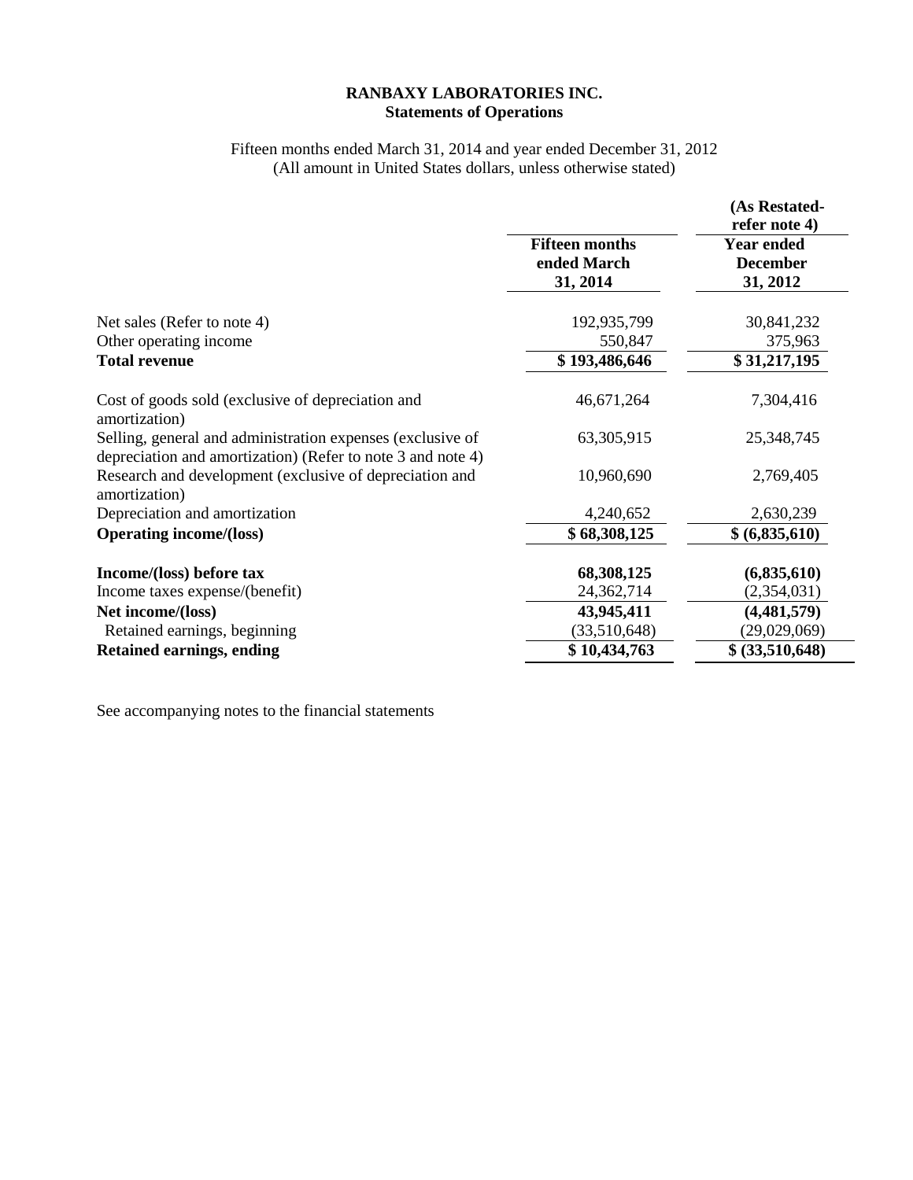**RANBAXY LABORATORIES INC.**
**Statements of Operations**

Fifteen months ended March 31, 2014 and year ended December 31, 2012
(All amount in United States dollars, unless otherwise stated)

| | Fifteen months ended March 31, 2014 | (As Restated- refer note 4) Year ended December 31, 2012 |
|---|---|---|
| Net sales (Refer to note 4) | 192,935,799 | 30,841,232 |
| Other operating income | 550,847 | 375,963 |
| **Total revenue** | **$ 193,486,646** | **$ 31,217,195** |
| Cost of goods sold (exclusive of depreciation and amortization) | 46,671,264 | 7,304,416 |
| Selling, general and administration expenses (exclusive of depreciation and amortization) (Refer to note 3 and note 4) | 63,305,915 | 25,348,745 |
| Research and development (exclusive of depreciation and amortization) | 10,960,690 | 2,769,405 |
| Depreciation and amortization | 4,240,652 | 2,630,239 |
| **Operating income/(loss)** | **$ 68,308,125** | **$ (6,835,610)** |
| **Income/(loss) before tax** | **68,308,125** | **(6,835,610)** |
| Income taxes expense/(benefit) | 24,362,714 | (2,354,031) |
| **Net income/(loss)** | **43,945,411** | **(4,481,579)** |
| Retained earnings, beginning | (33,510,648) | (29,029,069) |
| **Retained earnings, ending** | **$ 10,434,763** | **$ (33,510,648)** |

See accompanying notes to the financial statements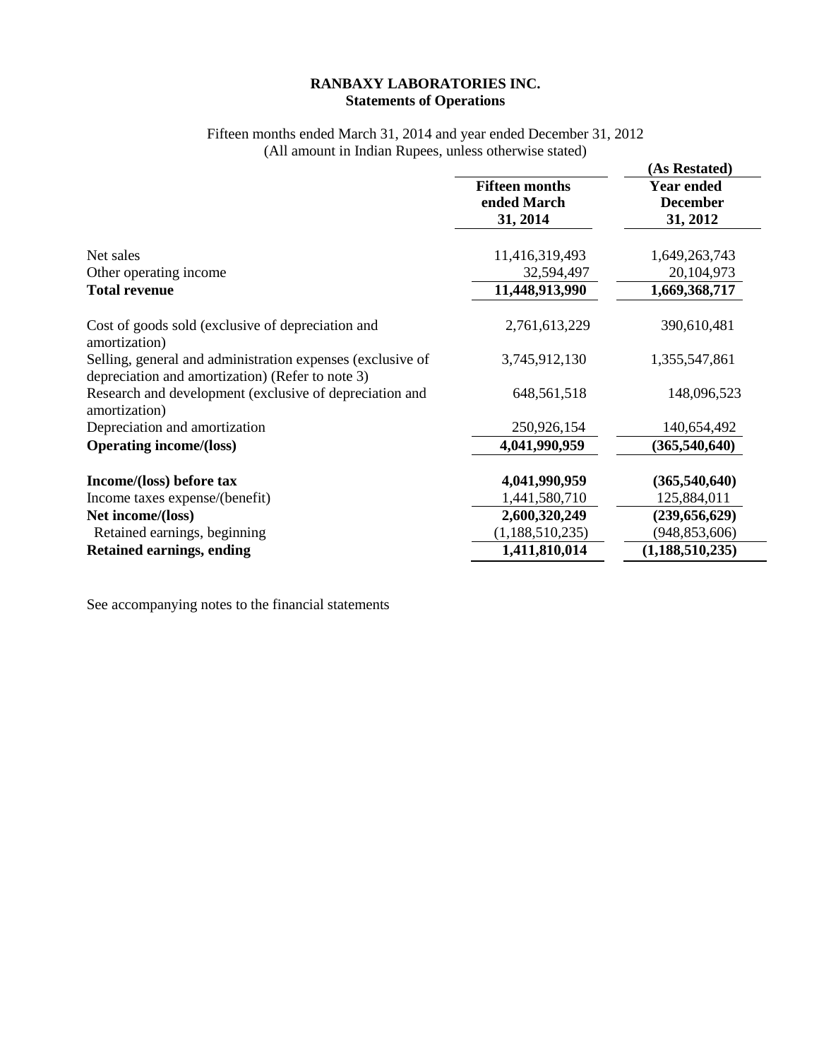# RANBAXY LABORATORIES INC.
## Statements of Operations

Fifteen months ended March 31, 2014 and year ended December 31, 2012
(All amount in Indian Rupees, unless otherwise stated)

| | Fifteen months ended March 31, 2014 | (As Restated) Year ended December 31, 2012 |
|---|---|---|
| Net sales | 11,416,319,493 | 1,649,263,743 |
| Other operating income | 32,594,497 | 20,104,973 |
| **Total revenue** | **11,448,913,990** | **1,669,368,717** |
| Cost of goods sold (exclusive of depreciation and amortization) | 2,761,613,229 | 390,610,481 |
| Selling, general and administration expenses (exclusive of depreciation and amortization) (Refer to note 3) | 3,745,912,130 | 1,355,547,861 |
| Research and development (exclusive of depreciation and amortization) | 648,561,518 | 148,096,523 |
| Depreciation and amortization | 250,926,154 | 140,654,492 |
| **Operating income/(loss)** | **4,041,990,959** | **(365,540,640)** |
| **Income/(loss) before tax** | **4,041,990,959** | **(365,540,640)** |
| Income taxes expense/(benefit) | 1,441,580,710 | 125,884,011 |
| **Net income/(loss)** | **2,600,320,249** | **(239,656,629)** |
| Retained earnings, beginning | (1,188,510,235) | (948,853,606) |
| **Retained earnings, ending** | **1,411,810,014** | **(1,188,510,235)** |

See accompanying notes to the financial statements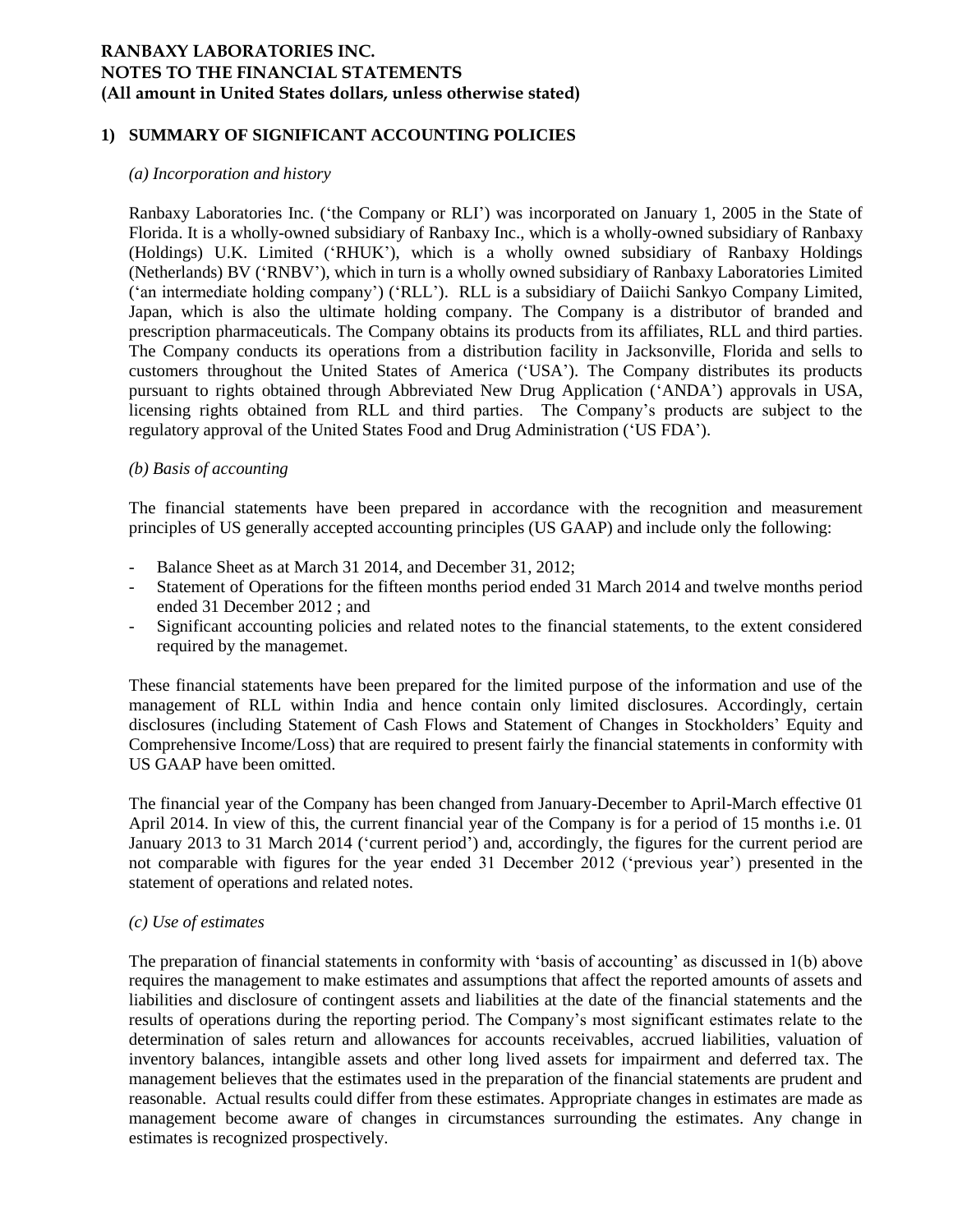**RANBAXY LABORATORIES INC.**
**NOTES TO THE FINANCIAL STATEMENTS**
**(All amount in United States dollars, unless otherwise stated)**

## 1) SUMMARY OF SIGNIFICANT ACCOUNTING POLICIES

### *(a) Incorporation and history*

Ranbaxy Laboratories Inc. ('the Company or RLI') was incorporated on January 1, 2005 in the State of Florida. It is a wholly-owned subsidiary of Ranbaxy Inc., which is a wholly-owned subsidiary of Ranbaxy (Holdings) U.K. Limited ('RHUK'), which is a wholly owned subsidiary of Ranbaxy Holdings (Netherlands) BV ('RNBV'), which in turn is a wholly owned subsidiary of Ranbaxy Laboratories Limited ('an intermediate holding company') ('RLL'). RLL is a subsidiary of Daiichi Sankyo Company Limited, Japan, which is also the ultimate holding company. The Company is a distributor of branded and prescription pharmaceuticals. The Company obtains its products from its affiliates, RLL and third parties. The Company conducts its operations from a distribution facility in Jacksonville, Florida and sells to customers throughout the United States of America ('USA'). The Company distributes its products pursuant to rights obtained through Abbreviated New Drug Application ('ANDA') approvals in USA, licensing rights obtained from RLL and third parties. The Company's products are subject to the regulatory approval of the United States Food and Drug Administration ('US FDA').

### *(b) Basis of accounting*

The financial statements have been prepared in accordance with the recognition and measurement principles of US generally accepted accounting principles (US GAAP) and include only the following:

- Balance Sheet as at March 31 2014, and December 31, 2012;
- Statement of Operations for the fifteen months period ended 31 March 2014 and twelve months period ended 31 December 2012 ; and
- Significant accounting policies and related notes to the financial statements, to the extent considered required by the managemet.

These financial statements have been prepared for the limited purpose of the information and use of the management of RLL within India and hence contain only limited disclosures. Accordingly, certain disclosures (including Statement of Cash Flows and Statement of Changes in Stockholders' Equity and Comprehensive Income/Loss) that are required to present fairly the financial statements in conformity with US GAAP have been omitted.

The financial year of the Company has been changed from January-December to April-March effective 01 April 2014. In view of this, the current financial year of the Company is for a period of 15 months i.e. 01 January 2013 to 31 March 2014 ('current period') and, accordingly, the figures for the current period are not comparable with figures for the year ended 31 December 2012 ('previous year') presented in the statement of operations and related notes.

### *(c) Use of estimates*

The preparation of financial statements in conformity with 'basis of accounting' as discussed in 1(b) above requires the management to make estimates and assumptions that affect the reported amounts of assets and liabilities and disclosure of contingent assets and liabilities at the date of the financial statements and the results of operations during the reporting period. The Company's most significant estimates relate to the determination of sales return and allowances for accounts receivables, accrued liabilities, valuation of inventory balances, intangible assets and other long lived assets for impairment and deferred tax. The management believes that the estimates used in the preparation of the financial statements are prudent and reasonable. Actual results could differ from these estimates. Appropriate changes in estimates are made as management become aware of changes in circumstances surrounding the estimates. Any change in estimates is recognized prospectively.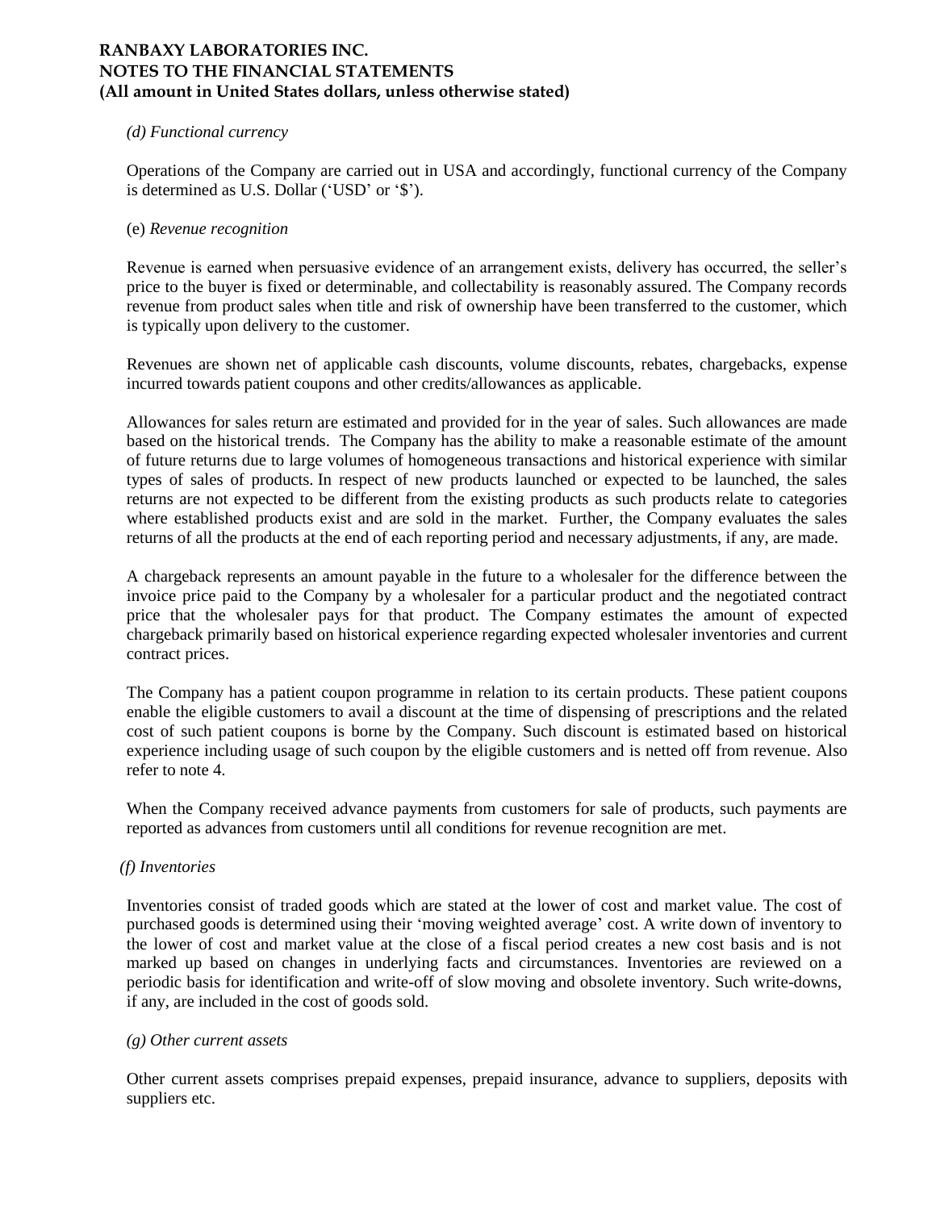*(d) Functional currency*

Operations of the Company are carried out in USA and accordingly, functional currency of the Company is determined as U.S. Dollar ('USD' or '$').

(e) *Revenue recognition*

Revenue is earned when persuasive evidence of an arrangement exists, delivery has occurred, the seller's price to the buyer is fixed or determinable, and collectability is reasonably assured. The Company records revenue from product sales when title and risk of ownership have been transferred to the customer, which is typically upon delivery to the customer.

Revenues are shown net of applicable cash discounts, volume discounts, rebates, chargebacks, expense incurred towards patient coupons and other credits/allowances as applicable.

Allowances for sales return are estimated and provided for in the year of sales. Such allowances are made based on the historical trends. The Company has the ability to make a reasonable estimate of the amount of future returns due to large volumes of homogeneous transactions and historical experience with similar types of sales of products. In respect of new products launched or expected to be launched, the sales returns are not expected to be different from the existing products as such products relate to categories where established products exist and are sold in the market. Further, the Company evaluates the sales returns of all the products at the end of each reporting period and necessary adjustments, if any, are made.

A chargeback represents an amount payable in the future to a wholesaler for the difference between the invoice price paid to the Company by a wholesaler for a particular product and the negotiated contract price that the wholesaler pays for that product. The Company estimates the amount of expected chargeback primarily based on historical experience regarding expected wholesaler inventories and current contract prices.

The Company has a patient coupon programme in relation to its certain products. These patient coupons enable the eligible customers to avail a discount at the time of dispensing of prescriptions and the related cost of such patient coupons is borne by the Company. Such discount is estimated based on historical experience including usage of such coupon by the eligible customers and is netted off from revenue. Also refer to note 4.

When the Company received advance payments from customers for sale of products, such payments are reported as advances from customers until all conditions for revenue recognition are met.

*(f) Inventories*

Inventories consist of traded goods which are stated at the lower of cost and market value. The cost of purchased goods is determined using their 'moving weighted average' cost. A write down of inventory to the lower of cost and market value at the close of a fiscal period creates a new cost basis and is not marked up based on changes in underlying facts and circumstances. Inventories are reviewed on a periodic basis for identification and write-off of slow moving and obsolete inventory. Such write-downs, if any, are included in the cost of goods sold.

*(g) Other current assets*

Other current assets comprises prepaid expenses, prepaid insurance, advance to suppliers, deposits with suppliers etc.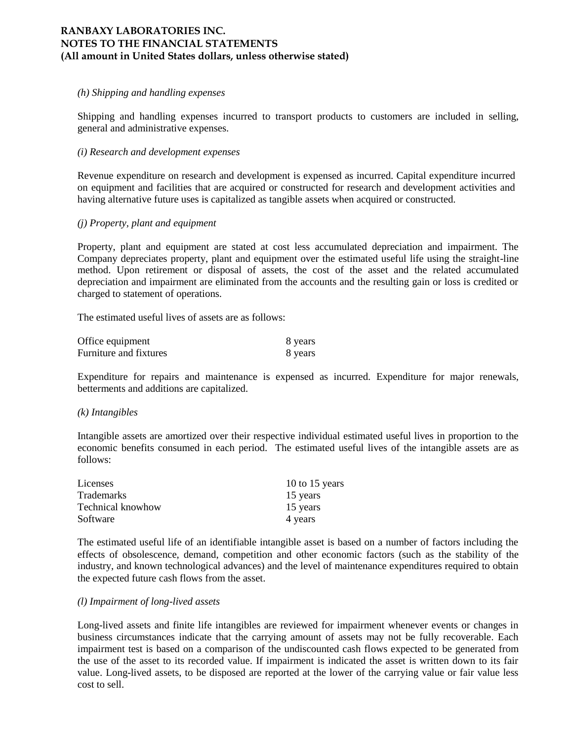*(h) Shipping and handling expenses*

Shipping and handling expenses incurred to transport products to customers are included in selling, general and administrative expenses.

*(i) Research and development expenses*

Revenue expenditure on research and development is expensed as incurred. Capital expenditure incurred on equipment and facilities that are acquired or constructed for research and development activities and having alternative future uses is capitalized as tangible assets when acquired or constructed.

*(j) Property, plant and equipment*

Property, plant and equipment are stated at cost less accumulated depreciation and impairment. The Company depreciates property, plant and equipment over the estimated useful life using the straight-line method. Upon retirement or disposal of assets, the cost of the asset and the related accumulated depreciation and impairment are eliminated from the accounts and the resulting gain or loss is credited or charged to statement of operations.

The estimated useful lives of assets are as follows:

| | |
|---|---|
| Office equipment | 8 years |
| Furniture and fixtures | 8 years |

Expenditure for repairs and maintenance is expensed as incurred. Expenditure for major renewals, betterments and additions are capitalized.

*(k) Intangibles*

Intangible assets are amortized over their respective individual estimated useful lives in proportion to the economic benefits consumed in each period. The estimated useful lives of the intangible assets are as follows:

| | |
|---|---|
| Licenses | 10 to 15 years |
| Trademarks | 15 years |
| Technical knowhow | 15 years |
| Software | 4 years |

The estimated useful life of an identifiable intangible asset is based on a number of factors including the effects of obsolescence, demand, competition and other economic factors (such as the stability of the industry, and known technological advances) and the level of maintenance expenditures required to obtain the expected future cash flows from the asset.

*(l) Impairment of long-lived assets*

Long-lived assets and finite life intangibles are reviewed for impairment whenever events or changes in business circumstances indicate that the carrying amount of assets may not be fully recoverable. Each impairment test is based on a comparison of the undiscounted cash flows expected to be generated from the use of the asset to its recorded value. If impairment is indicated the asset is written down to its fair value. Long-lived assets, to be disposed are reported at the lower of the carrying value or fair value less cost to sell.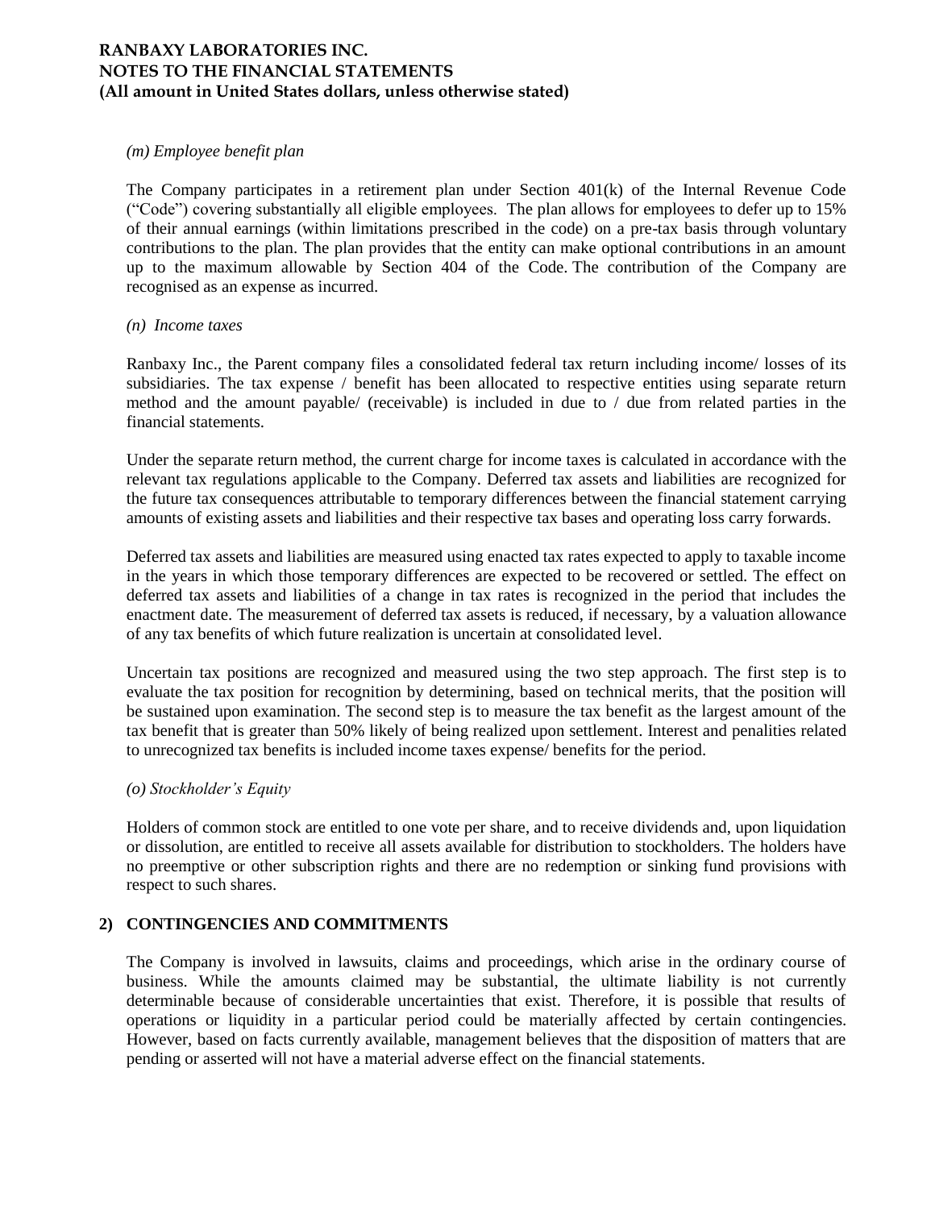*(m) Employee benefit plan*

The Company participates in a retirement plan under Section 401(k) of the Internal Revenue Code ("Code") covering substantially all eligible employees. The plan allows for employees to defer up to 15% of their annual earnings (within limitations prescribed in the code) on a pre-tax basis through voluntary contributions to the plan. The plan provides that the entity can make optional contributions in an amount up to the maximum allowable by Section 404 of the Code. The contribution of the Company are recognised as an expense as incurred.

*(n) Income taxes*

Ranbaxy Inc., the Parent company files a consolidated federal tax return including income/ losses of its subsidiaries. The tax expense / benefit has been allocated to respective entities using separate return method and the amount payable/ (receivable) is included in due to / due from related parties in the financial statements.

Under the separate return method, the current charge for income taxes is calculated in accordance with the relevant tax regulations applicable to the Company. Deferred tax assets and liabilities are recognized for the future tax consequences attributable to temporary differences between the financial statement carrying amounts of existing assets and liabilities and their respective tax bases and operating loss carry forwards.

Deferred tax assets and liabilities are measured using enacted tax rates expected to apply to taxable income in the years in which those temporary differences are expected to be recovered or settled. The effect on deferred tax assets and liabilities of a change in tax rates is recognized in the period that includes the enactment date. The measurement of deferred tax assets is reduced, if necessary, by a valuation allowance of any tax benefits of which future realization is uncertain at consolidated level.

Uncertain tax positions are recognized and measured using the two step approach. The first step is to evaluate the tax position for recognition by determining, based on technical merits, that the position will be sustained upon examination. The second step is to measure the tax benefit as the largest amount of the tax benefit that is greater than 50% likely of being realized upon settlement. Interest and penalities related to unrecognized tax benefits is included income taxes expense/ benefits for the period.

*(o) Stockholder's Equity*

Holders of common stock are entitled to one vote per share, and to receive dividends and, upon liquidation or dissolution, are entitled to receive all assets available for distribution to stockholders. The holders have no preemptive or other subscription rights and there are no redemption or sinking fund provisions with respect to such shares.

## 2) CONTINGENCIES AND COMMITMENTS

The Company is involved in lawsuits, claims and proceedings, which arise in the ordinary course of business. While the amounts claimed may be substantial, the ultimate liability is not currently determinable because of considerable uncertainties that exist. Therefore, it is possible that results of operations or liquidity in a particular period could be materially affected by certain contingencies. However, based on facts currently available, management believes that the disposition of matters that are pending or asserted will not have a material adverse effect on the financial statements.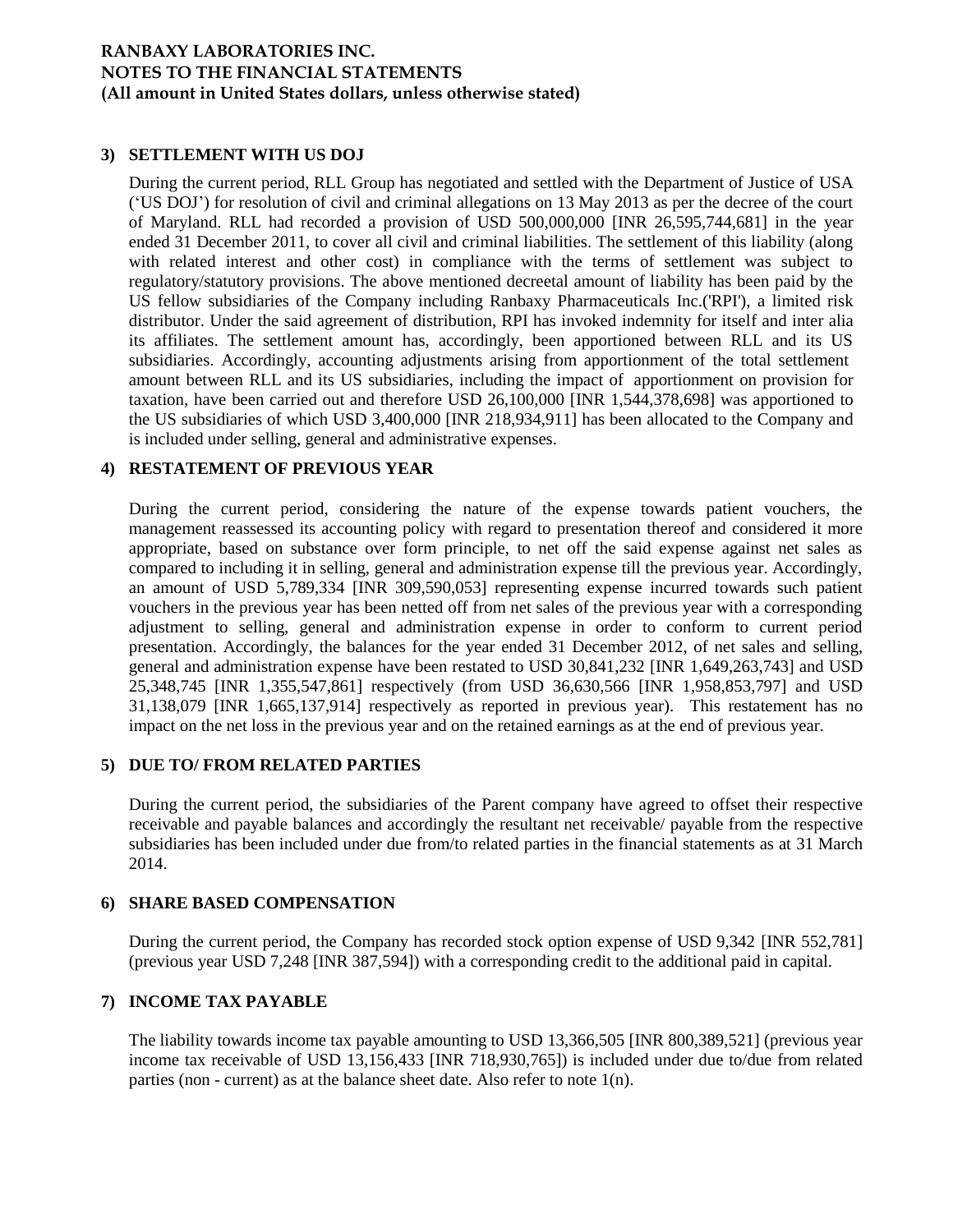**RANBAXY LABORATORIES INC.**
**NOTES TO THE FINANCIAL STATEMENTS**
**(All amount in United States dollars, unless otherwise stated)**

## 3) SETTLEMENT WITH US DOJ

During the current period, RLL Group has negotiated and settled with the Department of Justice of USA ('US DOJ') for resolution of civil and criminal allegations on 13 May 2013 as per the decree of the court of Maryland. RLL had recorded a provision of USD 500,000,000 [INR 26,595,744,681] in the year ended 31 December 2011, to cover all civil and criminal liabilities. The settlement of this liability (along with related interest and other cost) in compliance with the terms of settlement was subject to regulatory/statutory provisions. The above mentioned decreetal amount of liability has been paid by the US fellow subsidiaries of the Company including Ranbaxy Pharmaceuticals Inc.('RPI'), a limited risk distributor. Under the said agreement of distribution, RPI has invoked indemnity for itself and inter alia its affiliates. The settlement amount has, accordingly, been apportioned between RLL and its US subsidiaries. Accordingly, accounting adjustments arising from apportionment of the total settlement amount between RLL and its US subsidiaries, including the impact of apportionment on provision for taxation, have been carried out and therefore USD 26,100,000 [INR 1,544,378,698] was apportioned to the US subsidiaries of which USD 3,400,000 [INR 218,934,911] has been allocated to the Company and is included under selling, general and administrative expenses.

## 4) RESTATEMENT OF PREVIOUS YEAR

During the current period, considering the nature of the expense towards patient vouchers, the management reassessed its accounting policy with regard to presentation thereof and considered it more appropriate, based on substance over form principle, to net off the said expense against net sales as compared to including it in selling, general and administration expense till the previous year. Accordingly, an amount of USD 5,789,334 [INR 309,590,053] representing expense incurred towards such patient vouchers in the previous year has been netted off from net sales of the previous year with a corresponding adjustment to selling, general and administration expense in order to conform to current period presentation. Accordingly, the balances for the year ended 31 December 2012, of net sales and selling, general and administration expense have been restated to USD 30,841,232 [INR 1,649,263,743] and USD 25,348,745 [INR 1,355,547,861] respectively (from USD 36,630,566 [INR 1,958,853,797] and USD 31,138,079 [INR 1,665,137,914] respectively as reported in previous year). This restatement has no impact on the net loss in the previous year and on the retained earnings as at the end of previous year.

## 5) DUE TO/ FROM RELATED PARTIES

During the current period, the subsidiaries of the Parent company have agreed to offset their respective receivable and payable balances and accordingly the resultant net receivable/ payable from the respective subsidiaries has been included under due from/to related parties in the financial statements as at 31 March 2014.

## 6) SHARE BASED COMPENSATION

During the current period, the Company has recorded stock option expense of USD 9,342 [INR 552,781] (previous year USD 7,248 [INR 387,594]) with a corresponding credit to the additional paid in capital.

## 7) INCOME TAX PAYABLE

The liability towards income tax payable amounting to USD 13,366,505 [INR 800,389,521] (previous year income tax receivable of USD 13,156,433 [INR 718,930,765]) is included under due to/due from related parties (non - current) as at the balance sheet date. Also refer to note 1(n).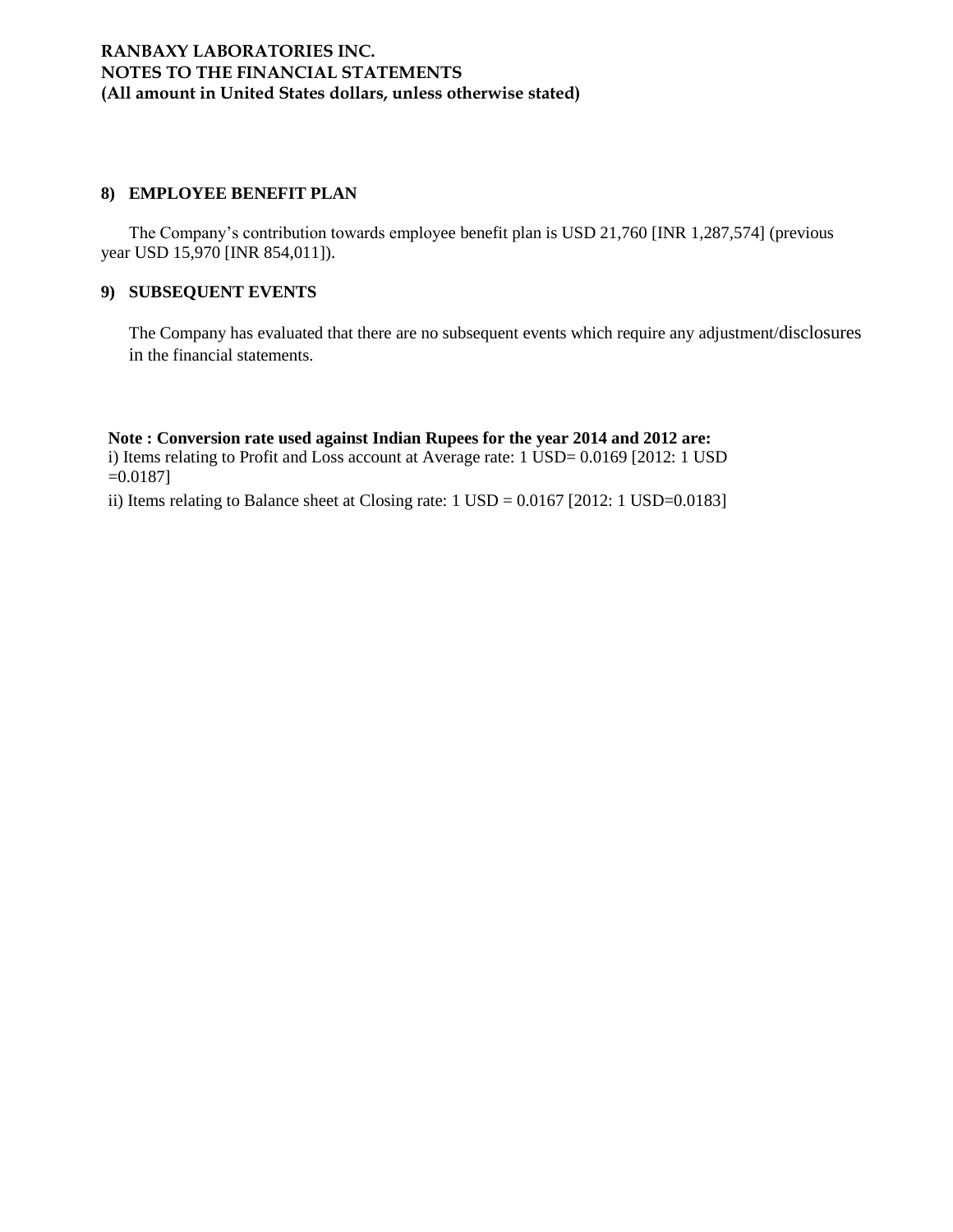**RANBAXY LABORATORIES INC.**
**NOTES TO THE FINANCIAL STATEMENTS**
**(All amount in United States dollars, unless otherwise stated)**

## 8) EMPLOYEE BENEFIT PLAN

The Company's contribution towards employee benefit plan is USD 21,760 [INR 1,287,574] (previous year USD 15,970 [INR 854,011]).

## 9) SUBSEQUENT EVENTS

The Company has evaluated that there are no subsequent events which require any adjustment/disclosures in the financial statements.

**Note : Conversion rate used against Indian Rupees for the year 2014 and 2012 are:**

i) Items relating to Profit and Loss account at Average rate: 1 USD= 0.0169 [2012: 1 USD =0.0187]

ii) Items relating to Balance sheet at Closing rate: 1 USD = 0.0167 [2012: 1 USD=0.0183]